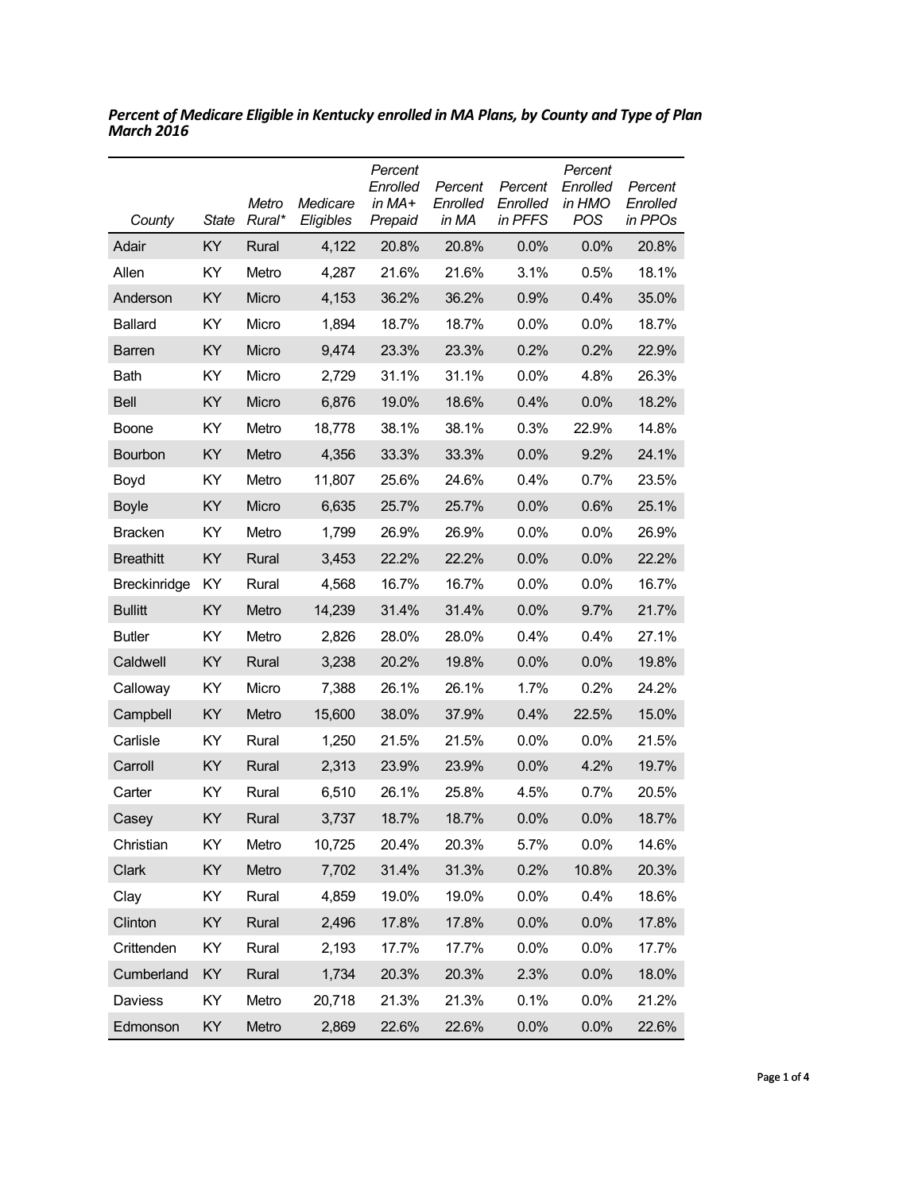***Percent of Medicare Eligible in Kentucky enrolled in MA Plans, by County and Type of Plan March 2016***

| County | State | Metro Rural* | Medicare Eligibles | Percent Enrolled in MA+ Prepaid | Percent Enrolled in MA | Percent Enrolled in PFFS | Percent Enrolled in HMO POS | Percent Enrolled in PPOs |
|---|---|---|---|---|---|---|---|---|
| Adair | KY | Rural | 4,122 | 20.8% | 20.8% | 0.0% | 0.0% | 20.8% |
| Allen | KY | Metro | 4,287 | 21.6% | 21.6% | 3.1% | 0.5% | 18.1% |
| Anderson | KY | Micro | 4,153 | 36.2% | 36.2% | 0.9% | 0.4% | 35.0% |
| Ballard | KY | Micro | 1,894 | 18.7% | 18.7% | 0.0% | 0.0% | 18.7% |
| Barren | KY | Micro | 9,474 | 23.3% | 23.3% | 0.2% | 0.2% | 22.9% |
| Bath | KY | Micro | 2,729 | 31.1% | 31.1% | 0.0% | 4.8% | 26.3% |
| Bell | KY | Micro | 6,876 | 19.0% | 18.6% | 0.4% | 0.0% | 18.2% |
| Boone | KY | Metro | 18,778 | 38.1% | 38.1% | 0.3% | 22.9% | 14.8% |
| Bourbon | KY | Metro | 4,356 | 33.3% | 33.3% | 0.0% | 9.2% | 24.1% |
| Boyd | KY | Metro | 11,807 | 25.6% | 24.6% | 0.4% | 0.7% | 23.5% |
| Boyle | KY | Micro | 6,635 | 25.7% | 25.7% | 0.0% | 0.6% | 25.1% |
| Bracken | KY | Metro | 1,799 | 26.9% | 26.9% | 0.0% | 0.0% | 26.9% |
| Breathitt | KY | Rural | 3,453 | 22.2% | 22.2% | 0.0% | 0.0% | 22.2% |
| Breckinridge | KY | Rural | 4,568 | 16.7% | 16.7% | 0.0% | 0.0% | 16.7% |
| Bullitt | KY | Metro | 14,239 | 31.4% | 31.4% | 0.0% | 9.7% | 21.7% |
| Butler | KY | Metro | 2,826 | 28.0% | 28.0% | 0.4% | 0.4% | 27.1% |
| Caldwell | KY | Rural | 3,238 | 20.2% | 19.8% | 0.0% | 0.0% | 19.8% |
| Calloway | KY | Micro | 7,388 | 26.1% | 26.1% | 1.7% | 0.2% | 24.2% |
| Campbell | KY | Metro | 15,600 | 38.0% | 37.9% | 0.4% | 22.5% | 15.0% |
| Carlisle | KY | Rural | 1,250 | 21.5% | 21.5% | 0.0% | 0.0% | 21.5% |
| Carroll | KY | Rural | 2,313 | 23.9% | 23.9% | 0.0% | 4.2% | 19.7% |
| Carter | KY | Rural | 6,510 | 26.1% | 25.8% | 4.5% | 0.7% | 20.5% |
| Casey | KY | Rural | 3,737 | 18.7% | 18.7% | 0.0% | 0.0% | 18.7% |
| Christian | KY | Metro | 10,725 | 20.4% | 20.3% | 5.7% | 0.0% | 14.6% |
| Clark | KY | Metro | 7,702 | 31.4% | 31.3% | 0.2% | 10.8% | 20.3% |
| Clay | KY | Rural | 4,859 | 19.0% | 19.0% | 0.0% | 0.4% | 18.6% |
| Clinton | KY | Rural | 2,496 | 17.8% | 17.8% | 0.0% | 0.0% | 17.8% |
| Crittenden | KY | Rural | 2,193 | 17.7% | 17.7% | 0.0% | 0.0% | 17.7% |
| Cumberland | KY | Rural | 1,734 | 20.3% | 20.3% | 2.3% | 0.0% | 18.0% |
| Daviess | KY | Metro | 20,718 | 21.3% | 21.3% | 0.1% | 0.0% | 21.2% |
| Edmonson | KY | Metro | 2,869 | 22.6% | 22.6% | 0.0% | 0.0% | 22.6% |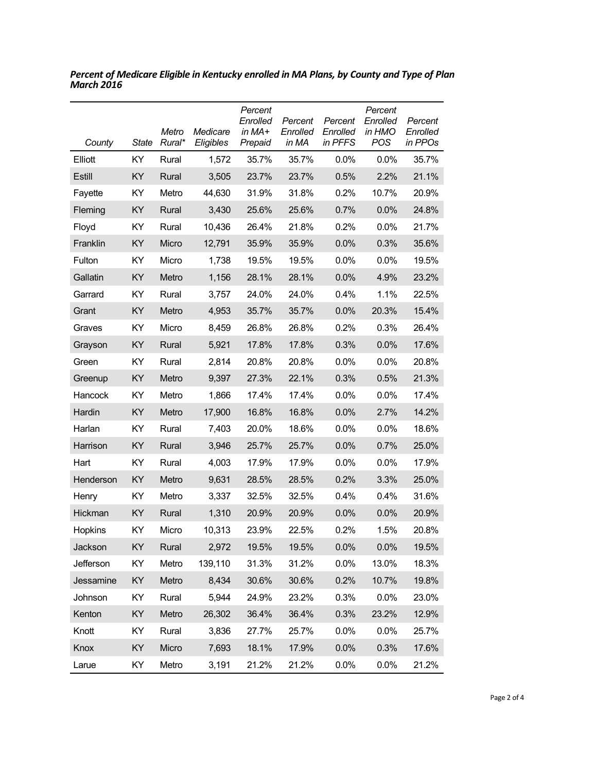***Percent of Medicare Eligible in Kentucky enrolled in MA Plans, by County and Type of Plan March 2016***

| *County* | *State* | *Metro Rural** | *Medicare Eligibles* | *Percent Enrolled in MA+ Prepaid* | *Percent Enrolled in MA* | *Percent Enrolled in PFFS* | *Percent Enrolled in HMO POS* | *Percent Enrolled in PPOs* |
|---|---|---|---|---|---|---|---|---|
| Elliott | KY | Rural | 1,572 | 35.7% | 35.7% | 0.0% | 0.0% | 35.7% |
| Estill | KY | Rural | 3,505 | 23.7% | 23.7% | 0.5% | 2.2% | 21.1% |
| Fayette | KY | Metro | 44,630 | 31.9% | 31.8% | 0.2% | 10.7% | 20.9% |
| Fleming | KY | Rural | 3,430 | 25.6% | 25.6% | 0.7% | 0.0% | 24.8% |
| Floyd | KY | Rural | 10,436 | 26.4% | 21.8% | 0.2% | 0.0% | 21.7% |
| Franklin | KY | Micro | 12,791 | 35.9% | 35.9% | 0.0% | 0.3% | 35.6% |
| Fulton | KY | Micro | 1,738 | 19.5% | 19.5% | 0.0% | 0.0% | 19.5% |
| Gallatin | KY | Metro | 1,156 | 28.1% | 28.1% | 0.0% | 4.9% | 23.2% |
| Garrard | KY | Rural | 3,757 | 24.0% | 24.0% | 0.4% | 1.1% | 22.5% |
| Grant | KY | Metro | 4,953 | 35.7% | 35.7% | 0.0% | 20.3% | 15.4% |
| Graves | KY | Micro | 8,459 | 26.8% | 26.8% | 0.2% | 0.3% | 26.4% |
| Grayson | KY | Rural | 5,921 | 17.8% | 17.8% | 0.3% | 0.0% | 17.6% |
| Green | KY | Rural | 2,814 | 20.8% | 20.8% | 0.0% | 0.0% | 20.8% |
| Greenup | KY | Metro | 9,397 | 27.3% | 22.1% | 0.3% | 0.5% | 21.3% |
| Hancock | KY | Metro | 1,866 | 17.4% | 17.4% | 0.0% | 0.0% | 17.4% |
| Hardin | KY | Metro | 17,900 | 16.8% | 16.8% | 0.0% | 2.7% | 14.2% |
| Harlan | KY | Rural | 7,403 | 20.0% | 18.6% | 0.0% | 0.0% | 18.6% |
| Harrison | KY | Rural | 3,946 | 25.7% | 25.7% | 0.0% | 0.7% | 25.0% |
| Hart | KY | Rural | 4,003 | 17.9% | 17.9% | 0.0% | 0.0% | 17.9% |
| Henderson | KY | Metro | 9,631 | 28.5% | 28.5% | 0.2% | 3.3% | 25.0% |
| Henry | KY | Metro | 3,337 | 32.5% | 32.5% | 0.4% | 0.4% | 31.6% |
| Hickman | KY | Rural | 1,310 | 20.9% | 20.9% | 0.0% | 0.0% | 20.9% |
| Hopkins | KY | Micro | 10,313 | 23.9% | 22.5% | 0.2% | 1.5% | 20.8% |
| Jackson | KY | Rural | 2,972 | 19.5% | 19.5% | 0.0% | 0.0% | 19.5% |
| Jefferson | KY | Metro | 139,110 | 31.3% | 31.2% | 0.0% | 13.0% | 18.3% |
| Jessamine | KY | Metro | 8,434 | 30.6% | 30.6% | 0.2% | 10.7% | 19.8% |
| Johnson | KY | Rural | 5,944 | 24.9% | 23.2% | 0.3% | 0.0% | 23.0% |
| Kenton | KY | Metro | 26,302 | 36.4% | 36.4% | 0.3% | 23.2% | 12.9% |
| Knott | KY | Rural | 3,836 | 27.7% | 25.7% | 0.0% | 0.0% | 25.7% |
| Knox | KY | Micro | 7,693 | 18.1% | 17.9% | 0.0% | 0.3% | 17.6% |
| Larue | KY | Metro | 3,191 | 21.2% | 21.2% | 0.0% | 0.0% | 21.2% |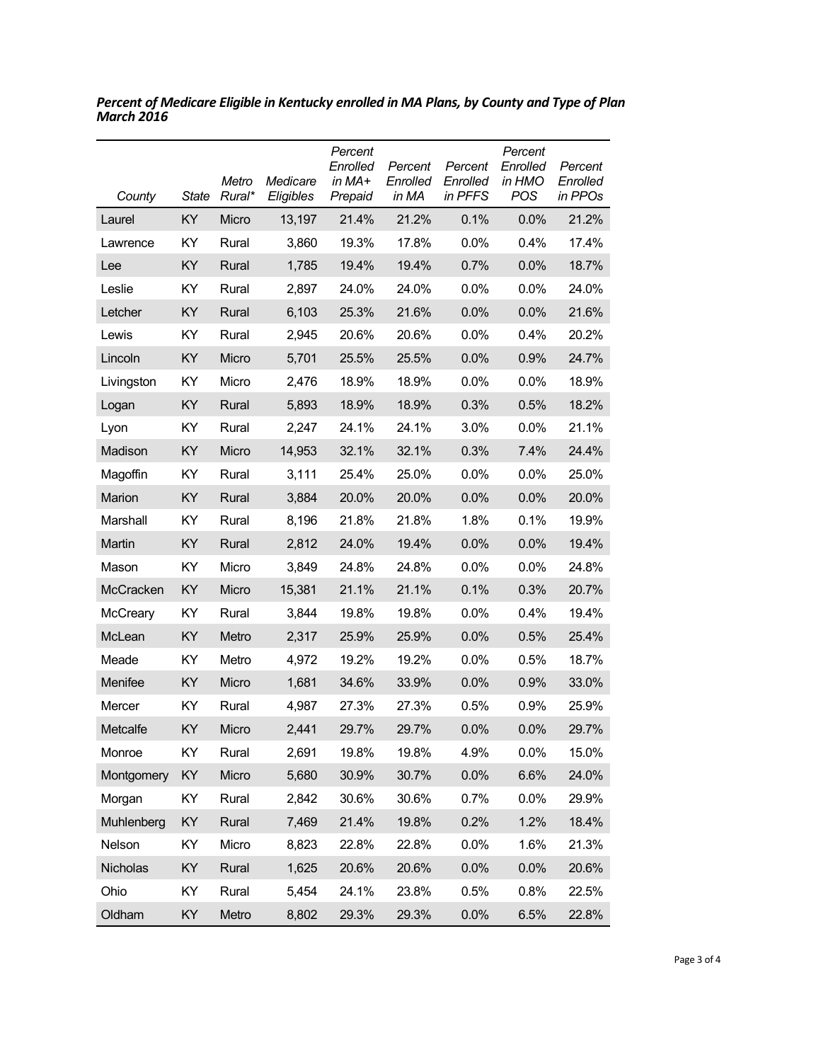***Percent of Medicare Eligible in Kentucky enrolled in MA Plans, by County and Type of Plan March 2016***

| *County* | *State* | *Metro Rural** | *Medicare Eligibles* | *Percent Enrolled in MA+ Prepaid* | *Percent Enrolled in MA* | *Percent Enrolled in PFFS* | *Percent Enrolled in HMO POS* | *Percent Enrolled in PPOs* |
|---|---|---|---|---|---|---|---|---|
| Laurel | KY | Micro | 13,197 | 21.4% | 21.2% | 0.1% | 0.0% | 21.2% |
| Lawrence | KY | Rural | 3,860 | 19.3% | 17.8% | 0.0% | 0.4% | 17.4% |
| Lee | KY | Rural | 1,785 | 19.4% | 19.4% | 0.7% | 0.0% | 18.7% |
| Leslie | KY | Rural | 2,897 | 24.0% | 24.0% | 0.0% | 0.0% | 24.0% |
| Letcher | KY | Rural | 6,103 | 25.3% | 21.6% | 0.0% | 0.0% | 21.6% |
| Lewis | KY | Rural | 2,945 | 20.6% | 20.6% | 0.0% | 0.4% | 20.2% |
| Lincoln | KY | Micro | 5,701 | 25.5% | 25.5% | 0.0% | 0.9% | 24.7% |
| Livingston | KY | Micro | 2,476 | 18.9% | 18.9% | 0.0% | 0.0% | 18.9% |
| Logan | KY | Rural | 5,893 | 18.9% | 18.9% | 0.3% | 0.5% | 18.2% |
| Lyon | KY | Rural | 2,247 | 24.1% | 24.1% | 3.0% | 0.0% | 21.1% |
| Madison | KY | Micro | 14,953 | 32.1% | 32.1% | 0.3% | 7.4% | 24.4% |
| Magoffin | KY | Rural | 3,111 | 25.4% | 25.0% | 0.0% | 0.0% | 25.0% |
| Marion | KY | Rural | 3,884 | 20.0% | 20.0% | 0.0% | 0.0% | 20.0% |
| Marshall | KY | Rural | 8,196 | 21.8% | 21.8% | 1.8% | 0.1% | 19.9% |
| Martin | KY | Rural | 2,812 | 24.0% | 19.4% | 0.0% | 0.0% | 19.4% |
| Mason | KY | Micro | 3,849 | 24.8% | 24.8% | 0.0% | 0.0% | 24.8% |
| McCracken | KY | Micro | 15,381 | 21.1% | 21.1% | 0.1% | 0.3% | 20.7% |
| McCreary | KY | Rural | 3,844 | 19.8% | 19.8% | 0.0% | 0.4% | 19.4% |
| McLean | KY | Metro | 2,317 | 25.9% | 25.9% | 0.0% | 0.5% | 25.4% |
| Meade | KY | Metro | 4,972 | 19.2% | 19.2% | 0.0% | 0.5% | 18.7% |
| Menifee | KY | Micro | 1,681 | 34.6% | 33.9% | 0.0% | 0.9% | 33.0% |
| Mercer | KY | Rural | 4,987 | 27.3% | 27.3% | 0.5% | 0.9% | 25.9% |
| Metcalfe | KY | Micro | 2,441 | 29.7% | 29.7% | 0.0% | 0.0% | 29.7% |
| Monroe | KY | Rural | 2,691 | 19.8% | 19.8% | 4.9% | 0.0% | 15.0% |
| Montgomery | KY | Micro | 5,680 | 30.9% | 30.7% | 0.0% | 6.6% | 24.0% |
| Morgan | KY | Rural | 2,842 | 30.6% | 30.6% | 0.7% | 0.0% | 29.9% |
| Muhlenberg | KY | Rural | 7,469 | 21.4% | 19.8% | 0.2% | 1.2% | 18.4% |
| Nelson | KY | Micro | 8,823 | 22.8% | 22.8% | 0.0% | 1.6% | 21.3% |
| Nicholas | KY | Rural | 1,625 | 20.6% | 20.6% | 0.0% | 0.0% | 20.6% |
| Ohio | KY | Rural | 5,454 | 24.1% | 23.8% | 0.5% | 0.8% | 22.5% |
| Oldham | KY | Metro | 8,802 | 29.3% | 29.3% | 0.0% | 6.5% | 22.8% |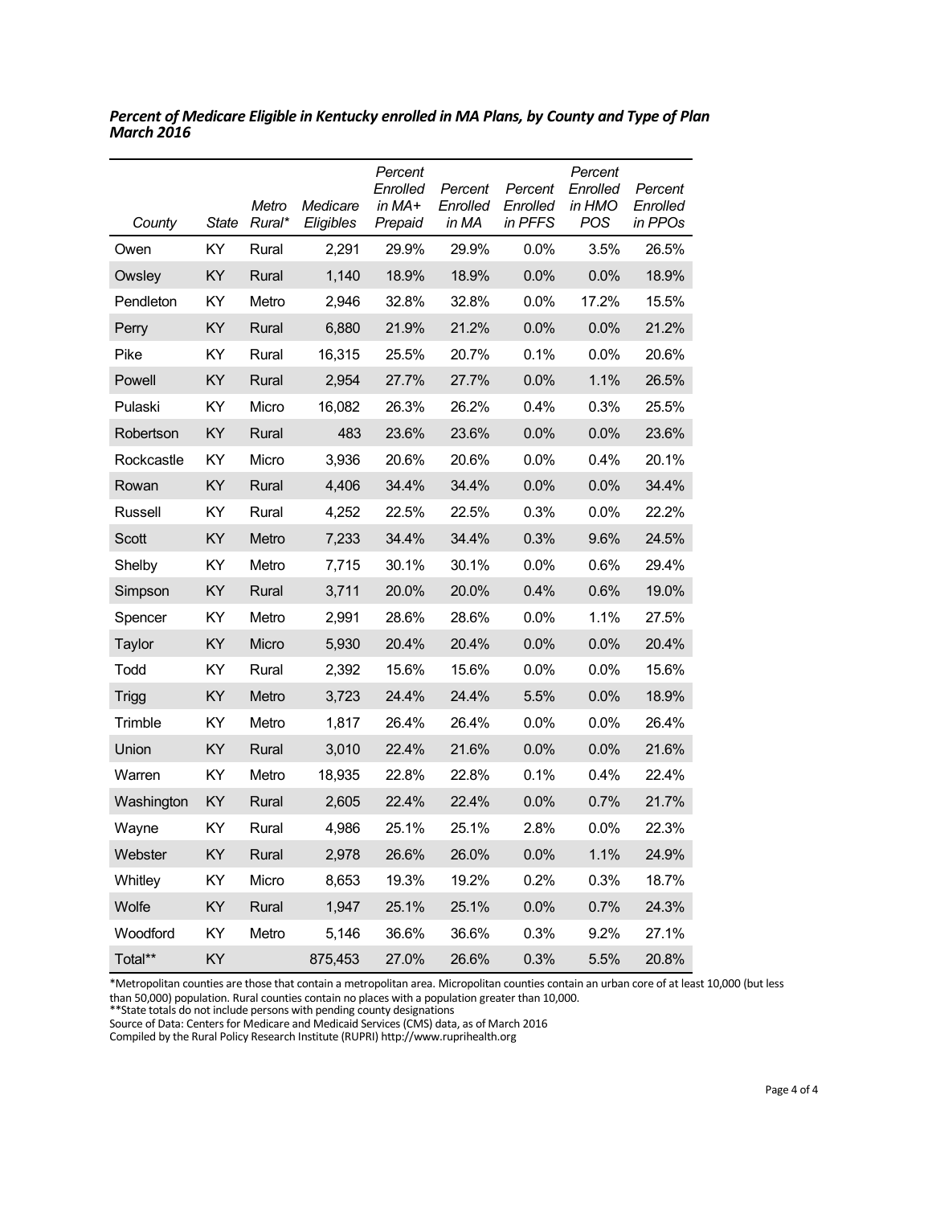***Percent of Medicare Eligible in Kentucky enrolled in MA Plans, by County and Type of Plan***
***March 2016***

| *County* | *State* | *Metro Rural** | *Medicare Eligibles* | *Percent Enrolled in MA+ Prepaid* | *Percent Enrolled in MA* | *Percent Enrolled in PFFS* | *Percent Enrolled in HMO POS* | *Percent Enrolled in PPOs* |
|---|---|---|---|---|---|---|---|---|
| Owen | KY | Rural | 2,291 | 29.9% | 29.9% | 0.0% | 3.5% | 26.5% |
| Owsley | KY | Rural | 1,140 | 18.9% | 18.9% | 0.0% | 0.0% | 18.9% |
| Pendleton | KY | Metro | 2,946 | 32.8% | 32.8% | 0.0% | 17.2% | 15.5% |
| Perry | KY | Rural | 6,880 | 21.9% | 21.2% | 0.0% | 0.0% | 21.2% |
| Pike | KY | Rural | 16,315 | 25.5% | 20.7% | 0.1% | 0.0% | 20.6% |
| Powell | KY | Rural | 2,954 | 27.7% | 27.7% | 0.0% | 1.1% | 26.5% |
| Pulaski | KY | Micro | 16,082 | 26.3% | 26.2% | 0.4% | 0.3% | 25.5% |
| Robertson | KY | Rural | 483 | 23.6% | 23.6% | 0.0% | 0.0% | 23.6% |
| Rockcastle | KY | Micro | 3,936 | 20.6% | 20.6% | 0.0% | 0.4% | 20.1% |
| Rowan | KY | Rural | 4,406 | 34.4% | 34.4% | 0.0% | 0.0% | 34.4% |
| Russell | KY | Rural | 4,252 | 22.5% | 22.5% | 0.3% | 0.0% | 22.2% |
| Scott | KY | Metro | 7,233 | 34.4% | 34.4% | 0.3% | 9.6% | 24.5% |
| Shelby | KY | Metro | 7,715 | 30.1% | 30.1% | 0.0% | 0.6% | 29.4% |
| Simpson | KY | Rural | 3,711 | 20.0% | 20.0% | 0.4% | 0.6% | 19.0% |
| Spencer | KY | Metro | 2,991 | 28.6% | 28.6% | 0.0% | 1.1% | 27.5% |
| Taylor | KY | Micro | 5,930 | 20.4% | 20.4% | 0.0% | 0.0% | 20.4% |
| Todd | KY | Rural | 2,392 | 15.6% | 15.6% | 0.0% | 0.0% | 15.6% |
| Trigg | KY | Metro | 3,723 | 24.4% | 24.4% | 5.5% | 0.0% | 18.9% |
| Trimble | KY | Metro | 1,817 | 26.4% | 26.4% | 0.0% | 0.0% | 26.4% |
| Union | KY | Rural | 3,010 | 22.4% | 21.6% | 0.0% | 0.0% | 21.6% |
| Warren | KY | Metro | 18,935 | 22.8% | 22.8% | 0.1% | 0.4% | 22.4% |
| Washington | KY | Rural | 2,605 | 22.4% | 22.4% | 0.0% | 0.7% | 21.7% |
| Wayne | KY | Rural | 4,986 | 25.1% | 25.1% | 2.8% | 0.0% | 22.3% |
| Webster | KY | Rural | 2,978 | 26.6% | 26.0% | 0.0% | 1.1% | 24.9% |
| Whitley | KY | Micro | 8,653 | 19.3% | 19.2% | 0.2% | 0.3% | 18.7% |
| Wolfe | KY | Rural | 1,947 | 25.1% | 25.1% | 0.0% | 0.7% | 24.3% |
| Woodford | KY | Metro | 5,146 | 36.6% | 36.6% | 0.3% | 9.2% | 27.1% |
| Total** | KY | | 875,453 | 27.0% | 26.6% | 0.3% | 5.5% | 20.8% |

*Metropolitan counties are those that contain a metropolitan area. Micropolitan counties contain an urban core of at least 10,000 (but less than 50,000) population. Rural counties contain no places with a population greater than 10,000.
**State totals do not include persons with pending county designations
Source of Data: Centers for Medicare and Medicaid Services (CMS) data, as of March 2016
Compiled by the Rural Policy Research Institute (RUPRI) http://www.ruprihealth.org